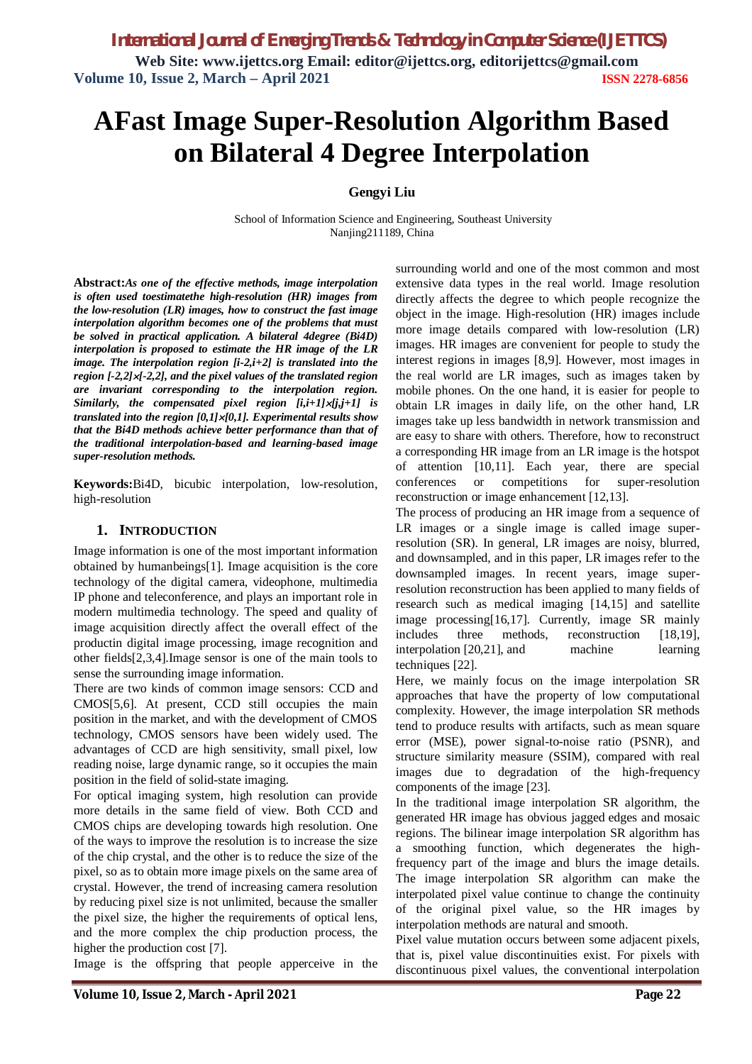# AFast Image Super-Resolution Algorithm Based on Bilateral 4 Degree Interpolation

**Gengyi Liu**

School of Information Science and Engineering, Southeast University
Nanjing211189, China

**Abstract:** ***As one of the effective methods, image interpolation is often used toestimatethe high-resolution (HR) images from the low-resolution (LR) images, how to construct the fast image interpolation algorithm becomes one of the problems that must be solved in practical application. A bilateral 4degree (Bi4D) interpolation is proposed to estimate the HR image of the LR image. The interpolation region [i-2,i+2] is translated into the region [-2,2]×[-2,2], and the pixel values of the translated region are invariant corresponding to the interpolation region. Similarly, the compensated pixel region [i,i+1]×[j,j+1] is translated into the region [0,1]×[0,1]. Experimental results show that the Bi4D methods achieve better performance than that of the traditional interpolation-based and learning-based image super-resolution methods.***

**Keywords:** Bi4D, bicubic interpolation, low-resolution, high-resolution

## 1. INTRODUCTION

Image information is one of the most important information obtained by humanbeings[1]. Image acquisition is the core technology of the digital camera, videophone, multimedia IP phone and teleconference, and plays an important role in modern multimedia technology. The speed and quality of image acquisition directly affect the overall effect of the productin digital image processing, image recognition and other fields[2,3,4].Image sensor is one of the main tools to sense the surrounding image information.

There are two kinds of common image sensors: CCD and CMOS[5,6]. At present, CCD still occupies the main position in the market, and with the development of CMOS technology, CMOS sensors have been widely used. The advantages of CCD are high sensitivity, small pixel, low reading noise, large dynamic range, so it occupies the main position in the field of solid-state imaging.

For optical imaging system, high resolution can provide more details in the same field of view. Both CCD and CMOS chips are developing towards high resolution. One of the ways to improve the resolution is to increase the size of the chip crystal, and the other is to reduce the size of the pixel, so as to obtain more image pixels on the same area of crystal. However, the trend of increasing camera resolution by reducing pixel size is not unlimited, because the smaller the pixel size, the higher the requirements of optical lens, and the more complex the chip production process, the higher the production cost [7].

Image is the offspring that people apperceive in the surrounding world and one of the most common and most extensive data types in the real world. Image resolution directly affects the degree to which people recognize the object in the image. High-resolution (HR) images include more image details compared with low-resolution (LR) images. HR images are convenient for people to study the interest regions in images [8,9]. However, most images in the real world are LR images, such as images taken by mobile phones. On the one hand, it is easier for people to obtain LR images in daily life, on the other hand, LR images take up less bandwidth in network transmission and are easy to share with others. Therefore, how to reconstruct a corresponding HR image from an LR image is the hotspot of attention [10,11]. Each year, there are special conferences or competitions for super-resolution reconstruction or image enhancement [12,13].

The process of producing an HR image from a sequence of LR images or a single image is called image super-resolution (SR). In general, LR images are noisy, blurred, and downsampled, and in this paper, LR images refer to the downsampled images. In recent years, image super-resolution reconstruction has been applied to many fields of research such as medical imaging [14,15] and satellite image processing[16,17]. Currently, image SR mainly includes three methods, reconstruction [18,19], interpolation [20,21], and machine learning techniques [22].

Here, we mainly focus on the image interpolation SR approaches that have the property of low computational complexity. However, the image interpolation SR methods tend to produce results with artifacts, such as mean square error (MSE), power signal-to-noise ratio (PSNR), and structure similarity measure (SSIM), compared with real images due to degradation of the high-frequency components of the image [23].

In the traditional image interpolation SR algorithm, the generated HR image has obvious jagged edges and mosaic regions. The bilinear image interpolation SR algorithm has a smoothing function, which degenerates the high-frequency part of the image and blurs the image details. The image interpolation SR algorithm can make the interpolated pixel value continue to change the continuity of the original pixel value, so the HR images by interpolation methods are natural and smooth.

Pixel value mutation occurs between some adjacent pixels, that is, pixel value discontinuities exist. For pixels with discontinuous pixel values, the conventional interpolation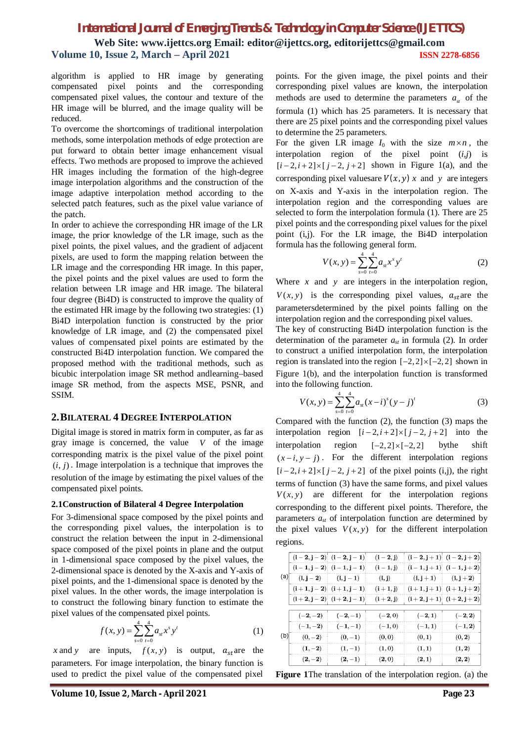algorithm is applied to HR image by generating compensated pixel points and the corresponding compensated pixel values, the contour and texture of the HR image will be blurred, and the image quality will be reduced.

To overcome the shortcomings of traditional interpolation methods, some interpolation methods of edge protection are put forward to obtain better image enhancement visual effects. Two methods are proposed to improve the achieved HR images including the formation of the high-degree image interpolation algorithms and the construction of the image adaptive interpolation method according to the selected patch features, such as the pixel value variance of the patch.

In order to achieve the corresponding HR image of the LR image, the prior knowledge of the LR image, such as the pixel points, the pixel values, and the gradient of adjacent pixels, are used to form the mapping relation between the LR image and the corresponding HR image. In this paper, the pixel points and the pixel values are used to form the relation between LR image and HR image. The bilateral four degree (Bi4D) is constructed to improve the quality of the estimated HR image by the following two strategies: (1) Bi4D interpolation function is constructed by the prior knowledge of LR image, and (2) the compensated pixel values of compensated pixel points are estimated by the constructed Bi4D interpolation function. We compared the proposed method with the traditional methods, such as bicubic interpolation image SR method andlearning–based image SR method, from the aspects MSE, PSNR, and SSIM.

## 2. BILATERAL 4 DEGREE INTERPOLATION

Digital image is stored in matrix form in computer, as far as gray image is concerned, the value $V$ of the image corresponding matrix is the pixel value of the pixel point $(i, j)$. Image interpolation is a technique that improves the resolution of the image by estimating the pixel values of the compensated pixel points.

### 2.1 Construction of Bilateral 4 Degree Interpolation

For 3-dimensional space composed by the pixel points and the corresponding pixel values, the interpolation is to construct the relation between the input in 2-dimensional space composed of the pixel points in plane and the output in 1-dimensional space composed by the pixel values, the 2-dimensional space is denoted by the X-axis and Y-axis of pixel points, and the 1-dimensional space is denoted by the pixel values. In the other words, the image interpolation is to construct the following binary function to estimate the pixel values of the compensated pixel points.

$$f(x, y) = \sum_{s=0}^{4}\sum_{t=0}^{4} a_{st} x^s y^t \tag{1}$$

$x$ and $y$ are inputs, $f(x, y)$ is output, $a_{st}$ are the parameters. For image interpolation, the binary function is used to predict the pixel value of the compensated pixel points. For the given image, the pixel points and their corresponding pixel values are known, the interpolation methods are used to determine the parameters $a_{st}$ of the formula (1) which has 25 parameters. It is necessary that there are 25 pixel points and the corresponding pixel values to determine the 25 parameters.

For the given LR image $I_0$ with the size $m \times n$, the interpolation region of the pixel point $(i,j)$ is $[i-2, i+2] \times [j-2, j+2]$ shown in Figure 1(a), and the corresponding pixel valuesare $V(x, y)$ $x$ and $y$ are integers on X-axis and Y-axis in the interpolation region. The interpolation region and the corresponding values are selected to form the interpolation formula (1). There are 25 pixel points and the corresponding pixel values for the pixel point (i,j). For the LR image, the Bi4D interpolation formula has the following general form.

$$V(x, y) = \sum_{s=0}^{4}\sum_{t=0}^{4} a_{st} x^s y^t \tag{2}$$

Where $x$ and $y$ are integers in the interpolation region, $V(x, y)$ is the corresponding pixel values, $a_{st}$ are the parametersdetermined by the pixel points falling on the interpolation region and the corresponding pixel values.

The key of constructing Bi4D interpolation function is the determination of the parameter $a_{st}$ in formula (2). In order to construct a unified interpolation form, the interpolation region is translated into the region $[-2, 2] \times [-2, 2]$ shown in Figure 1(b), and the interpolation function is transformed into the following function.

$$V(x, y) = \sum_{s=0}^{4}\sum_{t=0}^{4} a_{st} (x-i)^s (y-j)^t \tag{3}$$

Compared with the function (2), the function (3) maps the interpolation region $[i-2, i+2] \times [j-2, j+2]$ into the interpolation region $[-2, 2] \times [-2, 2]$ bythe shift $(x-i, y-j)$. For the different interpolation regions $[i-2, i+2] \times [j-2, j+2]$ of the pixel points (i,j), the right terms of function (3) have the same forms, and pixel values $V(x, y)$ are different for the interpolation regions corresponding to the different pixel points. Therefore, the parameters $a_{st}$ of interpolation function are determined by the pixel values $V(x, y)$ for the different interpolation regions.

(a)

| | | | | |
|---|---|---|---|---|
| $(i-2, j-2)$ | $(i-2, j-1)$ | $(i-2, j)$ | $(i-2, j+1)$ | $(i-2, j+2)$ |
| $(i-1, j-2)$ | $(i-1, j-1)$ | $(i-1, j)$ | $(i-1, j+1)$ | $(i-1, j+2)$ |
| $(i, j-2)$ | $(i, j-1)$ | $(i, j)$ | $(i, j+1)$ | $(i, j+2)$ |
| $(i+1, j-2)$ | $(i+1, j-1)$ | $(i+1, j)$ | $(i+1, j+1)$ | $(i+1, j+2)$ |
| $(i+2, j-2)$ | $(i+2, j-1)$ | $(i+2, j)$ | $(i+2, j+1)$ | $(i+2, j+2)$ |

(b)

| | | | | |
|---|---|---|---|---|
| $(-2, -2)$ | $(-2, -1)$ | $(-2, 0)$ | $(-2, 1)$ | $(-2, 2)$ |
| $(-1, -2)$ | $(-1, -1)$ | $(-1, 0)$ | $(-1, 1)$ | $(-1, 2)$ |
| $(0, -2)$ | $(0, -1)$ | $(0, 0)$ | $(0, 1)$ | $(0, 2)$ |
| $(1, -2)$ | $(1, -1)$ | $(1, 0)$ | $(1, 1)$ | $(1, 2)$ |
| $(2, -2)$ | $(2, -1)$ | $(2, 0)$ | $(2, 1)$ | $(2, 2)$ |

**Figure 1** The translation of the interpolation region. (a) the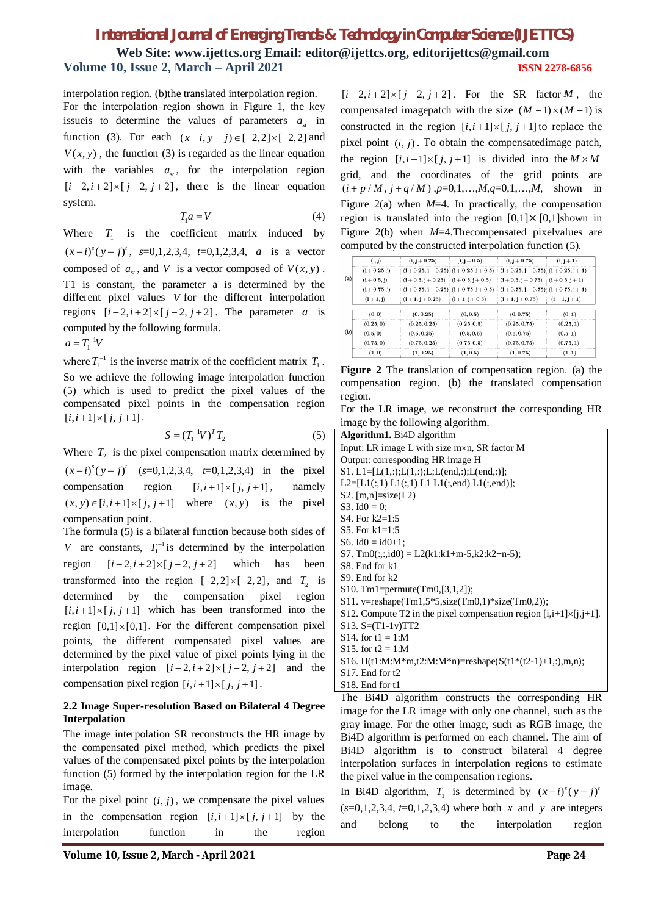interpolation region. (b)the translated interpolation region.

For the interpolation region shown in Figure 1, the key issueis to determine the values of parameters $a_{st}$ in function (3). For each $(x-i, y-j)\in[-2,2]\times[-2,2]$ and $V(x,y)$, the function (3) is regarded as the linear equation with the variables $a_{st}$, for the interpolation region $[i-2,i+2]\times[j-2,j+2]$, there is the linear equation system.

$$T_1 a = V \tag{4}$$

Where $T_1$ is the coefficient matrix induced by $(x-i)^s(y-j)^t$, $s$=0,1,2,3,4, $t$=0,1,2,3,4, $a$ is a vector composed of $a_{st}$, and $V$ is a vector composed of $V(x,y)$. T1 is constant, the parameter a is determined by the different pixel values $V$ for the different interpolation regions $[i-2,i+2]\times[j-2,j+2]$. The parameter $a$ is computed by the following formula.

$$a = T_1^{-1}V$$

where $T_1^{-1}$ is the inverse matrix of the coefficient matrix $T_1$. So we achieve the following image interpolation function (5) which is used to predict the pixel values of the compensated pixel points in the compensation region $[i,i+1]\times[j,j+1]$.

$$S = (T_1^{-1}V)^T T_2 \tag{5}$$

Where $T_2$ is the pixel compensation matrix determined by $(x-i)^s(y-j)^t$ ($s$=0,1,2,3,4, $t$=0,1,2,3,4) in the pixel compensation region $[i,i+1]\times[j,j+1]$, namely $(x,y)\in[i,i+1]\times[j,j+1]$ where $(x,y)$ is the pixel compensation point.

The formula (5) is a bilateral function because both sides of $V$ are constants, $T_1^{-1}$ is determined by the interpolation region $[i-2,i+2]\times[j-2,j+2]$ which has been transformed into the region $[-2,2]\times[-2,2]$, and $T_2$ is determined by the compensation pixel region $[i,i+1]\times[j,j+1]$ which has been transformed into the region $[0,1]\times[0,1]$. For the different compensation pixel points, the different compensated pixel values are determined by the pixel value of pixel points lying in the interpolation region $[i-2,i+2]\times[j-2,j+2]$ and the compensation pixel region $[i,i+1]\times[j,j+1]$.

### 2.2 Image Super-resolution Based on Bilateral 4 Degree Interpolation

The image interpolation SR reconstructs the HR image by the compensated pixel method, which predicts the pixel values of the compensated pixel points by the interpolation function (5) formed by the interpolation region for the LR image.

For the pixel point $(i,j)$, we compensate the pixel values in the compensation region $[i,i+1]\times[j,j+1]$ by the interpolation function in the region $[i-2,i+2]\times[j-2,j+2]$. For the SR factor $M$, the compensated imagepatch with the size $(M-1)\times(M-1)$ is constructed in the region $[i,i+1]\times[j,j+1]$ to replace the pixel point $(i,j)$. To obtain the compensatedimage patch, the region $[i,i+1]\times[j,j+1]$ is divided into the $M\times M$ grid, and the coordinates of the grid points are $(i+p/M, j+q/M)$ ,$p$=0,1,…,$M$,$q$=0,1,…,$M$, shown in Figure 2(a) when $M$=4. In practically, the compensation region is translated into the region [0,1]×[0,1]shown in Figure 2(b) when $M$=4.Thecompensated pixelvalues are computed by the constructed interpolation function (5).

| | | | | | |
|---|---|---|---|---|---|
| (a) | (i, j) | (i, j+0.25) | (i, j+0.5) | (i, j+0.75) | (i, j+1) |
| | (i+0.25, j) | (i+0.25, j+0.25) | (i+0.25, j+0.5) | (i+0.25, j+0.75) | (i+0.25, j+1) |
| | (i+0.5, j) | (i+0.5, j+0.25) | (i+0.5, j+0.5) | (i+0.5, j+0.75) | (i+0.5, j+1) |
| | (i+0.75, j) | (i+0.75, j+0.25) | (i+0.75, j+0.5) | (i+0.75, j+0.75) | (i+0.75, j+1) |
| | (i+1, j) | (i+1, j+0.25) | (i+1, j+0.5) | (i+1, j+0.75) | (i+1, j+1) |
| (b) | (0, 0) | (0, 0.25) | (0, 0.5) | (0, 0.75) | (0, 1) |
| | (0.25, 0) | (0.25, 0.25) | (0.25, 0.5) | (0.25, 0.75) | (0.25, 1) |
| | (0.5, 0) | (0.5, 0.25) | (0.5, 0.5) | (0.5, 0.75) | (0.5, 1) |
| | (0.75, 0) | (0.75, 0.25) | (0.75, 0.5) | (0.75, 0.75) | (0.75, 1) |
| | (1, 0) | (1, 0.25) | (1, 0.5) | (1, 0.75) | (1, 1) |

**Figure 2** The translation of compensation region. (a) the compensation region. (b) the translated compensation region.

For the LR image, we reconstruct the corresponding HR image by the following algorithm.

**Algorithm1.** Bi4D algorithm

```
Input: LR image L with size m×n, SR factor M
Output: corresponding HR image H
S1. L1=[L(1,:);L(1,:);L;L(end,:);L(end,:)];
L2=[L1(:,1) L1(:,1) L1 L1(:,end) L1(:,end)];
S2. [m,n]=size(L2)
S3. Id0 = 0;
S4. For k2=1:5
S5. For k1=1:5
S6. Id0 = id0+1;
S7. Tm0(:,:,id0) = L2(k1:k1+m-5,k2:k2+n-5);
S8. End for k1
S9. End for k2
S10. Tm1=permute(Tm0,[3,1,2]);
S11. v=reshape(Tm1,5*5,size(Tm0,1)*size(Tm0,2));
S12. Compute T2 in the pixel compensation region [i,i+1]×[j,j+1].
S13. S=(T1-1v)TT2
S14. for t1 = 1:M
S15. for t2 = 1:M
S16. H(t1:M:M*m,t2:M:M*n)=reshape(S(t1*(t2-1)+1,:),m,n);
S17. End for t2
S18. End for t1
```

The Bi4D algorithm constructs the corresponding HR image for the LR image with only one channel, such as the gray image. For the other image, such as RGB image, the Bi4D algorithm is performed on each channel. The aim of Bi4D algorithm is to construct bilateral 4 degree interpolation surfaces in interpolation regions to estimate the pixel value in the compensation regions.

In Bi4D algorithm, $T_1$ is determined by $(x-i)^s(y-j)^t$ ($s$=0,1,2,3,4, $t$=0,1,2,3,4) where both $x$ and $y$ are integers and belong to the interpolation region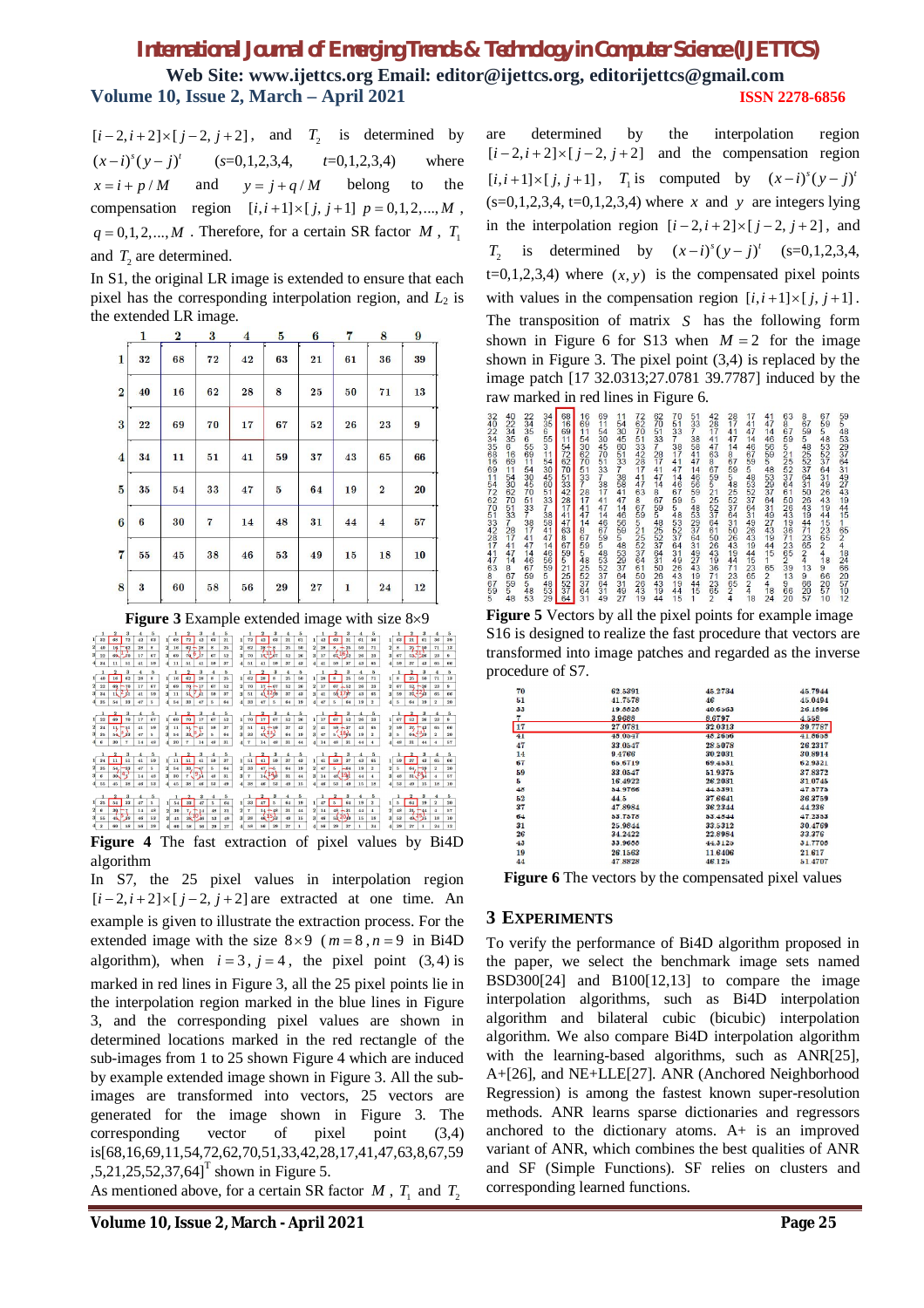$[i-2,i+2]\times[j-2,j+2]$, and $T_2$ is determined by $(x-i)^s(y-j)^t$ ($s$=0,1,2,3,4, $t$=0,1,2,3,4) where $x = i + p/M$ and $y = j + q/M$ belong to the compensation region $[i,i+1]\times[j,j+1]$ $p = 0,1,2,...,M$, $q = 0,1,2,...,M$. Therefore, for a certain SR factor $M$, $T_1$ and $T_2$ are determined.

In S1, the original LR image is extended to ensure that each pixel has the corresponding interpolation region, and $L_2$ is the extended LR image.

| | 1 | 2 | 3 | 4 | 5 | 6 | 7 | 8 | 9 |
|---|---|---|---|---|---|---|---|---|---|
| 1 | 32 | 68 | 72 | 42 | 63 | 21 | 61 | 36 | 39 |
| 2 | 40 | 16 | 62 | 28 | 8 | 25 | 50 | 71 | 13 |
| 3 | 22 | 69 | 70 | 17 | 67 | 52 | 26 | 23 | 9 |
| 4 | 34 | 11 | 51 | 41 | 59 | 37 | 43 | 65 | 66 |
| 5 | 35 | 54 | 33 | 47 | 5 | 64 | 19 | 2 | 20 |
| 6 | 6 | 30 | 7 | 14 | 48 | 31 | 44 | 4 | 57 |
| 7 | 55 | 45 | 38 | 46 | 53 | 49 | 15 | 18 | 10 |
| 8 | 3 | 60 | 58 | 56 | 29 | 27 | 1 | 24 | 12 |

**Figure 3** Example extended image with size 8×9

**Figure 4** The fast extraction of pixel values by Bi4D algorithm

In S7, the 25 pixel values in interpolation region $[i-2,i+2]\times[j-2,j+2]$ are extracted at one time. An example is given to illustrate the extraction process. For the extended image with the size 8×9 ($m=8, n=9$ in Bi4D algorithm), when $i=3$, $j=4$, the pixel point (3,4) is marked in red lines in Figure 3, all the 25 pixel points lie in the interpolation region marked in the blue lines in Figure 3, and the corresponding pixel values are shown in the determined locations marked in the red rectangle of the sub-images from 1 to 25 shown Figure 4 which are induced by example extended image shown in Figure 3. All the sub-images are transformed into vectors, 25 vectors are generated for the image shown in Figure 3. The corresponding vector of pixel point (3,4) is[68,16,69,11,54,72,62,70,51,33,42,28,17,41,47,63,8,67,59,5,21,25,52,37,64]$^T$ shown in Figure 5.

As mentioned above, for a certain SR factor $M$, $T_1$ and $T_2$ are determined by the interpolation region $[i-2,i+2]\times[j-2,j+2]$ and the compensation region $[i,i+1]\times[j,j+1]$, $T_1$ is computed by $(x-i)^s(y-j)^t$ (s=0,1,2,3,4, t=0,1,2,3,4) where $x$ and $y$ are integers lying in the interpolation region $[i-2,i+2]\times[j-2,j+2]$, and $T_2$ is determined by $(x-i)^s(y-j)^t$ (s=0,1,2,3,4, t=0,1,2,3,4) where $(x,y)$ is the compensated pixel points with values in the compensation region $[i,i+1]\times[j,j+1]$.

The transposition of matrix $S$ has the following form shown in Figure 6 for S13 when $M=2$ for the image shown in Figure 3. The pixel point (3,4) is replaced by the image patch [17 32.0313;27.0781 39.7787] induced by the raw marked in red lines in Figure 6.

**Figure 5** Vectors by all the pixel points for example image

S16 is designed to realize the fast procedure that vectors are transformed into image patches and regarded as the inverse procedure of S7.

**Figure 6** The vectors by the compensated pixel values

## 3 Experiments

To verify the performance of Bi4D algorithm proposed in the paper, we select the benchmark image sets named BSD300[24] and B100[12,13] to compare the image interpolation algorithms, such as Bi4D interpolation algorithm and bilateral cubic (bicubic) interpolation algorithm. We also compare Bi4D interpolation algorithm with the learning-based algorithms, such as ANR[25], A+[26], and NE+LLE[27]. ANR (Anchored Neighborhood Regression) is among the fastest known super-resolution methods. ANR learns sparse dictionaries and regressors anchored to the dictionary atoms. A+ is an improved variant of ANR, which combines the best qualities of ANR and SF (Simple Functions). SF relies on clusters and corresponding learned functions.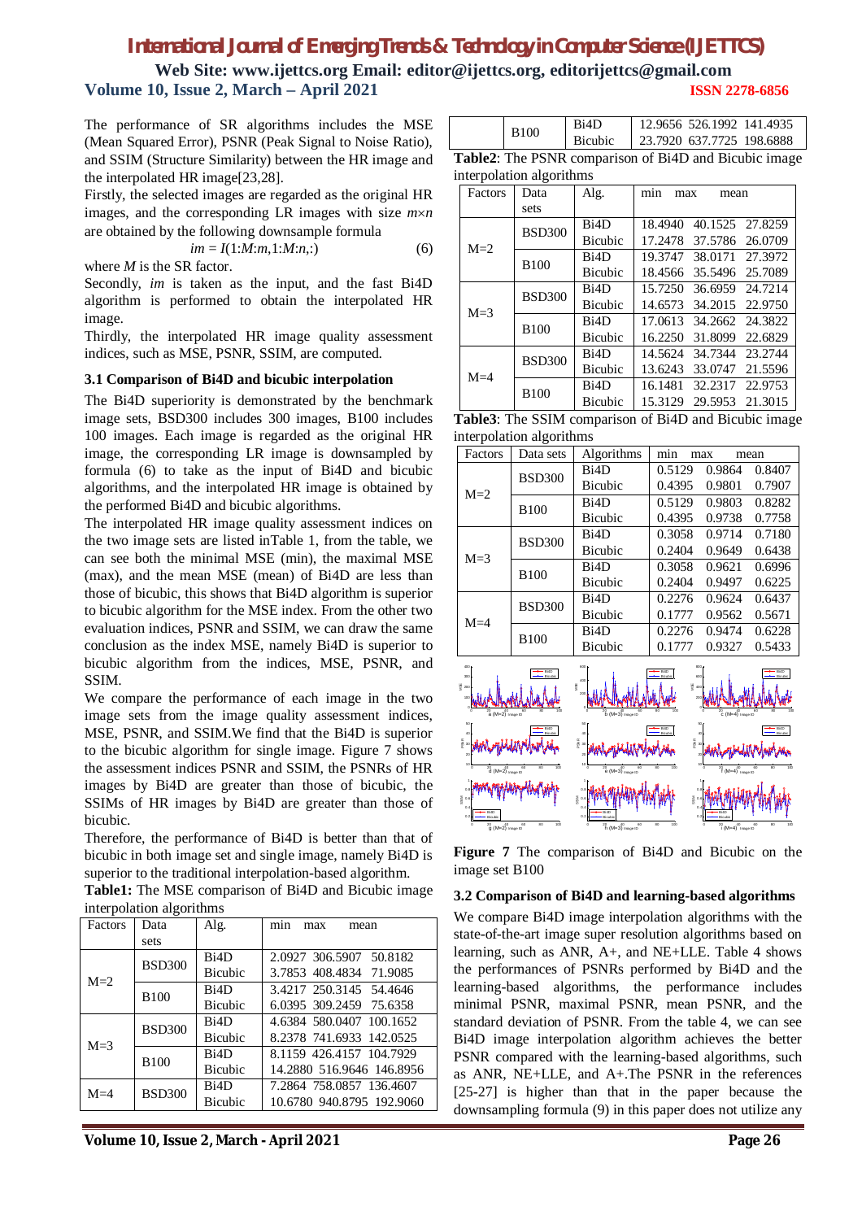The performance of SR algorithms includes the MSE (Mean Squared Error), PSNR (Peak Signal to Noise Ratio), and SSIM (Structure Similarity) between the HR image and the interpolated HR image[23,28].

Firstly, the selected images are regarded as the original HR images, and the corresponding LR images with size $m \times n$ are obtained by the following downsample formula

$$im = I(1{:}M{:}m, 1{:}M{:}n, :) \tag{6}$$

where $M$ is the SR factor.

Secondly, $im$ is taken as the input, and the fast Bi4D algorithm is performed to obtain the interpolated HR image.

Thirdly, the interpolated HR image quality assessment indices, such as MSE, PSNR, SSIM, are computed.

### 3.1 Comparison of Bi4D and bicubic interpolation

The Bi4D superiority is demonstrated by the benchmark image sets, BSD300 includes 300 images, B100 includes 100 images. Each image is regarded as the original HR image, the corresponding LR image is downsampled by formula (6) to take as the input of Bi4D and bicubic algorithms, and the interpolated HR image is obtained by the performed Bi4D and bicubic algorithms.

The interpolated HR image quality assessment indices on the two image sets are listed inTable 1, from the table, we can see both the minimal MSE (min), the maximal MSE (max), and the mean MSE (mean) of Bi4D are less than those of bicubic, this shows that Bi4D algorithm is superior to bicubic algorithm for the MSE index. From the other two evaluation indices, PSNR and SSIM, we can draw the same conclusion as the index MSE, namely Bi4D is superior to bicubic algorithm from the indices, MSE, PSNR, and SSIM.

We compare the performance of each image in the two image sets from the image quality assessment indices, MSE, PSNR, and SSIM.We find that the Bi4D is superior to the bicubic algorithm for single image. Figure 7 shows the assessment indices PSNR and SSIM, the PSNRs of HR images by Bi4D are greater than those of bicubic, the SSIMs of HR images by Bi4D are greater than those of bicubic.

Therefore, the performance of Bi4D is better than that of bicubic in both image set and single image, namely Bi4D is superior to the traditional interpolation-based algorithm.

**Table1:** The MSE comparison of Bi4D and Bicubic image interpolation algorithms

| Factors | Data sets | Alg. | min | max | mean |
|---|---|---|---|---|---|
| M=2 | BSD300 | Bi4D | 2.0927 | 306.5907 | 50.8182 |
| | | Bicubic | 3.7853 | 408.4834 | 71.9085 |
| | B100 | Bi4D | 3.4217 | 250.3145 | 54.4646 |
| | | Bicubic | 6.0395 | 309.2459 | 75.6358 |
| M=3 | BSD300 | Bi4D | 4.6384 | 580.0407 | 100.1652 |
| | | Bicubic | 8.2378 | 741.6933 | 142.0525 |
| | B100 | Bi4D | 8.1159 | 426.4157 | 104.7929 |
| | | Bicubic | 14.2880 | 516.9646 | 146.8956 |
| M=4 | BSD300 | Bi4D | 7.2864 | 758.0857 | 136.4607 |
| | | Bicubic | 10.6780 | 940.8795 | 192.9060 |
| | B100 | Bi4D | 12.9656 | 526.1992 | 141.4935 |
| | | Bicubic | 23.7920 | 637.7725 | 198.6888 |

**Table2**: The PSNR comparison of Bi4D and Bicubic image interpolation algorithms

| Factors | Data sets | Alg. | min | max | mean |
|---|---|---|---|---|---|
| M=2 | BSD300 | Bi4D | 18.4940 | 40.1525 | 27.8259 |
| | | Bicubic | 17.2478 | 37.5786 | 26.0709 |
| | B100 | Bi4D | 19.3747 | 38.0171 | 27.3972 |
| | | Bicubic | 18.4566 | 35.5496 | 25.7089 |
| M=3 | BSD300 | Bi4D | 15.7250 | 36.6959 | 24.7214 |
| | | Bicubic | 14.6573 | 34.2015 | 22.9750 |
| | B100 | Bi4D | 17.0613 | 34.2662 | 24.3822 |
| | | Bicubic | 16.2250 | 31.8099 | 22.6829 |
| M=4 | BSD300 | Bi4D | 14.5624 | 34.7344 | 23.2744 |
| | | Bicubic | 13.6243 | 33.0747 | 21.5596 |
| | B100 | Bi4D | 16.1481 | 32.2317 | 22.9753 |
| | | Bicubic | 15.3129 | 29.5953 | 21.3015 |

**Table3**: The SSIM comparison of Bi4D and Bicubic image interpolation algorithms

| Factors | Data sets | Algorithms | min | max | mean |
|---|---|---|---|---|---|
| M=2 | BSD300 | Bi4D | 0.5129 | 0.9864 | 0.8407 |
| | | Bicubic | 0.4395 | 0.9801 | 0.7907 |
| | B100 | Bi4D | 0.5129 | 0.9803 | 0.8282 |
| | | Bicubic | 0.4395 | 0.9738 | 0.7758 |
| M=3 | BSD300 | Bi4D | 0.3058 | 0.9714 | 0.7180 |
| | | Bicubic | 0.2404 | 0.9649 | 0.6438 |
| | B100 | Bi4D | 0.3058 | 0.9621 | 0.6996 |
| | | Bicubic | 0.2404 | 0.9497 | 0.6225 |
| M=4 | BSD300 | Bi4D | 0.2276 | 0.9624 | 0.6437 |
| | | Bicubic | 0.1777 | 0.9562 | 0.5671 |
| | B100 | Bi4D | 0.2276 | 0.9474 | 0.6228 |
| | | Bicubic | 0.1777 | 0.9327 | 0.5433 |

**Figure 7** The comparison of Bi4D and Bicubic on the image set B100

### 3.2 Comparison of Bi4D and learning-based algorithms

We compare Bi4D image interpolation algorithms with the state-of-the-art image super resolution algorithms based on learning, such as ANR, A+, and NE+LLE. Table 4 shows the performances of PSNRs performed by Bi4D and the learning-based algorithms, the performance includes minimal PSNR, maximal PSNR, mean PSNR, and the standard deviation of PSNR. From the table 4, we can see Bi4D image interpolation algorithm achieves the better PSNR compared with the learning-based algorithms, such as ANR, NE+LLE, and A+.The PSNR in the references [25-27] is higher than that in the paper because the downsampling formula (9) in this paper does not utilize any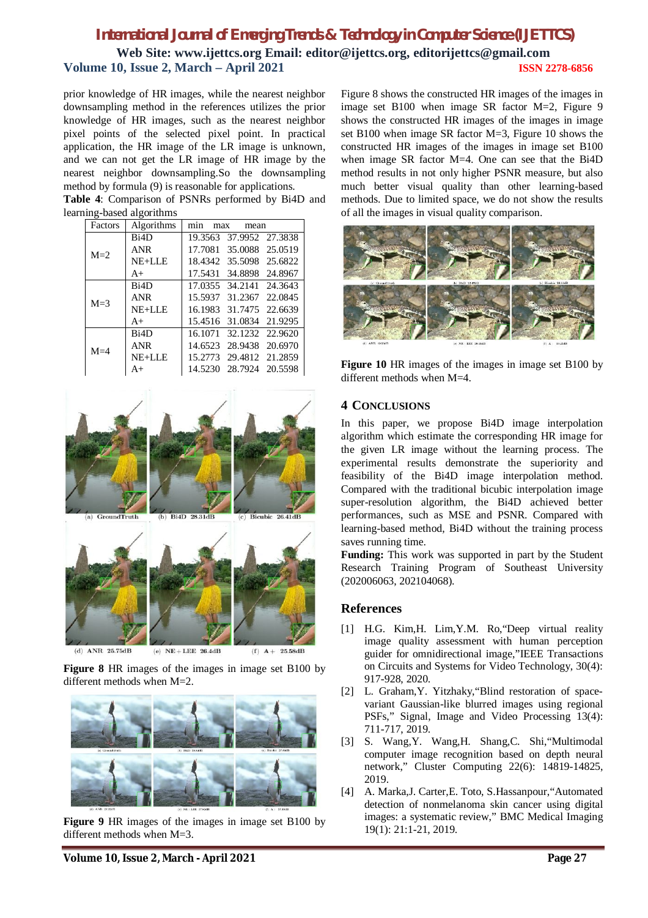prior knowledge of HR images, while the nearest neighbor downsampling method in the references utilizes the prior knowledge of HR images, such as the nearest neighbor pixel points of the selected pixel point. In practical application, the HR image of the LR image is unknown, and we can not get the LR image of HR image by the nearest neighbor downsampling.So the downsampling method by formula (9) is reasonable for applications.

**Table 4**: Comparison of PSNRs performed by Bi4D and learning-based algorithms

| Factors | Algorithms | min | max | mean |
|---|---|---|---|---|
| M=2 | Bi4D | 19.3563 | 37.9952 | 27.3838 |
| | ANR | 17.7081 | 35.0088 | 25.0519 |
| | NE+LLE | 18.4342 | 35.5098 | 25.6822 |
| | A+ | 17.5431 | 34.8898 | 24.8967 |
| M=3 | Bi4D | 17.0355 | 34.2141 | 24.3643 |
| | ANR | 15.5937 | 31.2367 | 22.0845 |
| | NE+LLE | 16.1983 | 31.7475 | 22.6639 |
| | A+ | 15.4516 | 31.0834 | 21.9295 |
| M=4 | Bi4D | 16.1071 | 32.1232 | 22.9620 |
| | ANR | 14.6523 | 28.9438 | 20.6970 |
| | NE+LLE | 15.2773 | 29.4812 | 21.2859 |
| | A+ | 14.5230 | 28.7924 | 20.5598 |

(a) GroundTruth (b) Bi4D 28.31dB (c) Bicubic 26.41dB
(d) ANR 25.75dB (e) NE+LEE 26.4dB (f) A+ 25.58dB

**Figure 8** HR images of the images in image set B100 by different methods when M=2.

**Figure 9** HR images of the images in image set B100 by different methods when M=3.

Figure 8 shows the constructed HR images of the images in image set B100 when image SR factor M=2, Figure 9 shows the constructed HR images of the images in image set B100 when image SR factor M=3, Figure 10 shows the constructed HR images of the images in image set B100 when image SR factor M=4. One can see that the Bi4D method results in not only higher PSNR measure, but also much better visual quality than other learning-based methods. Due to limited space, we do not show the results of all the images in visual quality comparison.

**Figure 10** HR images of the images in image set B100 by different methods when M=4.

## 4 CONCLUSIONS

In this paper, we propose Bi4D image interpolation algorithm which estimate the corresponding HR image for the given LR image without the learning process. The experimental results demonstrate the superiority and feasibility of the Bi4D image interpolation method. Compared with the traditional bicubic interpolation image super-resolution algorithm, the Bi4D achieved better performances, such as MSE and PSNR. Compared with learning-based method, Bi4D without the training process saves running time.

**Funding:** This work was supported in part by the Student Research Training Program of Southeast University (202006063, 202104068).

## References

[1] H.G. Kim,H. Lim,Y.M. Ro,"Deep virtual reality image quality assessment with human perception guider for omnidirectional image,"IEEE Transactions on Circuits and Systems for Video Technology, 30(4): 917-928, 2020.

[2] L. Graham,Y. Yitzhaky,"Blind restoration of space-variant Gaussian-like blurred images using regional PSFs," Signal, Image and Video Processing 13(4): 711-717, 2019.

[3] S. Wang,Y. Wang,H. Shang,C. Shi,"Multimodal computer image recognition based on depth neural network," Cluster Computing 22(6): 14819-14825, 2019.

[4] A. Marka,J. Carter,E. Toto, S.Hassanpour,"Automated detection of nonmelanoma skin cancer using digital images: a systematic review," BMC Medical Imaging 19(1): 21:1-21, 2019.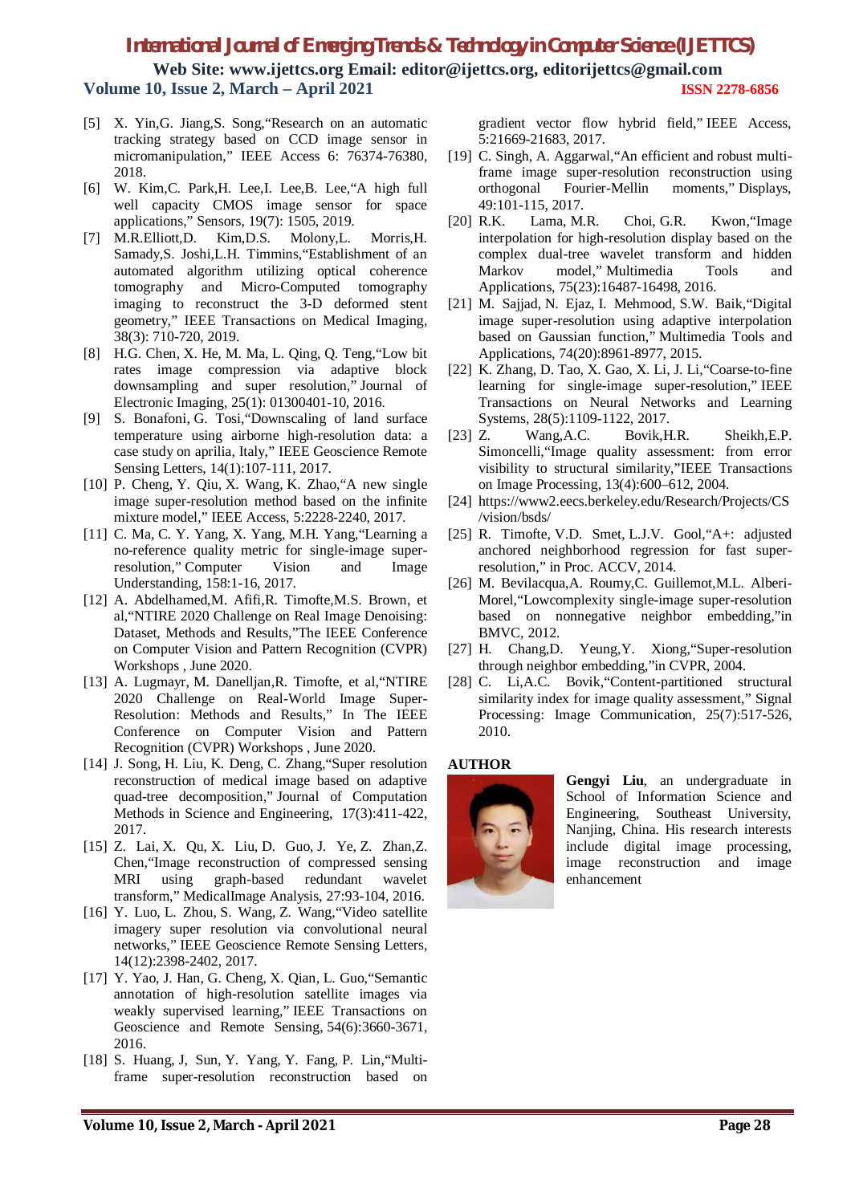[5] X. Yin,G. Jiang,S. Song,"Research on an automatic tracking strategy based on CCD image sensor in micromanipulation," IEEE Access 6: 76374-76380, 2018.

[6] W. Kim,C. Park,H. Lee,I. Lee,B. Lee,"A high full well capacity CMOS image sensor for space applications," Sensors, 19(7): 1505, 2019.

[7] M.R.Elliott,D. Kim,D.S. Molony,L. Morris,H. Samady,S. Joshi,L.H. Timmins,"Establishment of an automated algorithm utilizing optical coherence tomography and Micro-Computed tomography imaging to reconstruct the 3-D deformed stent geometry," IEEE Transactions on Medical Imaging, 38(3): 710-720, 2019.

[8] H.G. Chen, X. He, M. Ma, L. Qing, Q. Teng,"Low bit rates image compression via adaptive block downsampling and super resolution," Journal of Electronic Imaging, 25(1): 01300401-10, 2016.

[9] S. Bonafoni, G. Tosi,"Downscaling of land surface temperature using airborne high-resolution data: a case study on aprilia, Italy," IEEE Geoscience Remote Sensing Letters, 14(1):107-111, 2017.

[10] P. Cheng, Y. Qiu, X. Wang, K. Zhao,"A new single image super-resolution method based on the infinite mixture model," IEEE Access, 5:2228-2240, 2017.

[11] C. Ma, C. Y. Yang, X. Yang, M.H. Yang,"Learning a no-reference quality metric for single-image super-resolution," Computer Vision and Image Understanding, 158:1-16, 2017.

[12] A. Abdelhamed,M. Afifi,R. Timofte,M.S. Brown, et al,"NTIRE 2020 Challenge on Real Image Denoising: Dataset, Methods and Results,"The IEEE Conference on Computer Vision and Pattern Recognition (CVPR) Workshops , June 2020.

[13] A. Lugmayr, M. Danelljan,R. Timofte, et al,"NTIRE 2020 Challenge on Real-World Image Super-Resolution: Methods and Results," In The IEEE Conference on Computer Vision and Pattern Recognition (CVPR) Workshops , June 2020.

[14] J. Song, H. Liu, K. Deng, C. Zhang,"Super resolution reconstruction of medical image based on adaptive quad-tree decomposition," Journal of Computation Methods in Science and Engineering, 17(3):411-422, 2017.

[15] Z. Lai, X. Qu, X. Liu, D. Guo, J. Ye, Z. Zhan,Z. Chen,"Image reconstruction of compressed sensing MRI using graph-based redundant wavelet transform," MedicalImage Analysis, 27:93-104, 2016.

[16] Y. Luo, L. Zhou, S. Wang, Z. Wang,"Video satellite imagery super resolution via convolutional neural networks," IEEE Geoscience Remote Sensing Letters, 14(12):2398-2402, 2017.

[17] Y. Yao, J. Han, G. Cheng, X. Qian, L. Guo,"Semantic annotation of high-resolution satellite images via weakly supervised learning," IEEE Transactions on Geoscience and Remote Sensing, 54(6):3660-3671, 2016.

[18] S. Huang, J, Sun, Y. Yang, Y. Fang, P. Lin,"Multi-frame super-resolution reconstruction based on gradient vector flow hybrid field," IEEE Access, 5:21669-21683, 2017.

[19] C. Singh, A. Aggarwal,"An efficient and robust multi-frame image super-resolution reconstruction using orthogonal Fourier-Mellin moments," Displays, 49:101-115, 2017.

[20] R.K. Lama, M.R. Choi, G.R. Kwon,"Image interpolation for high-resolution display based on the complex dual-tree wavelet transform and hidden Markov model," Multimedia Tools and Applications, 75(23):16487-16498, 2016.

[21] M. Sajjad, N. Ejaz, I. Mehmood, S.W. Baik,"Digital image super-resolution using adaptive interpolation based on Gaussian function," Multimedia Tools and Applications, 74(20):8961-8977, 2015.

[22] K. Zhang, D. Tao, X. Gao, X. Li, J. Li,"Coarse-to-fine learning for single-image super-resolution," IEEE Transactions on Neural Networks and Learning Systems, 28(5):1109-1122, 2017.

[23] Z. Wang,A.C. Bovik,H.R. Sheikh,E.P. Simoncelli,"Image quality assessment: from error visibility to structural similarity,"IEEE Transactions on Image Processing, 13(4):600–612, 2004.

[24] https://www2.eecs.berkeley.edu/Research/Projects/CS/vision/bsds/

[25] R. Timofte, V.D. Smet, L.J.V. Gool,"A+: adjusted anchored neighborhood regression for fast super-resolution," in Proc. ACCV, 2014.

[26] M. Bevilacqua,A. Roumy,C. Guillemot,M.L. Alberi-Morel,"Lowcomplexity single-image super-resolution based on nonnegative neighbor embedding,"in BMVC, 2012.

[27] H. Chang,D. Yeung,Y. Xiong,"Super-resolution through neighbor embedding,"in CVPR, 2004.

[28] C. Li,A.C. Bovik,"Content-partitioned structural similarity index for image quality assessment," Signal Processing: Image Communication, 25(7):517-526, 2010.

## AUTHOR

**Gengyi Liu**, an undergraduate in School of Information Science and Engineering, Southeast University, Nanjing, China. His research interests include digital image processing, image reconstruction and image enhancement